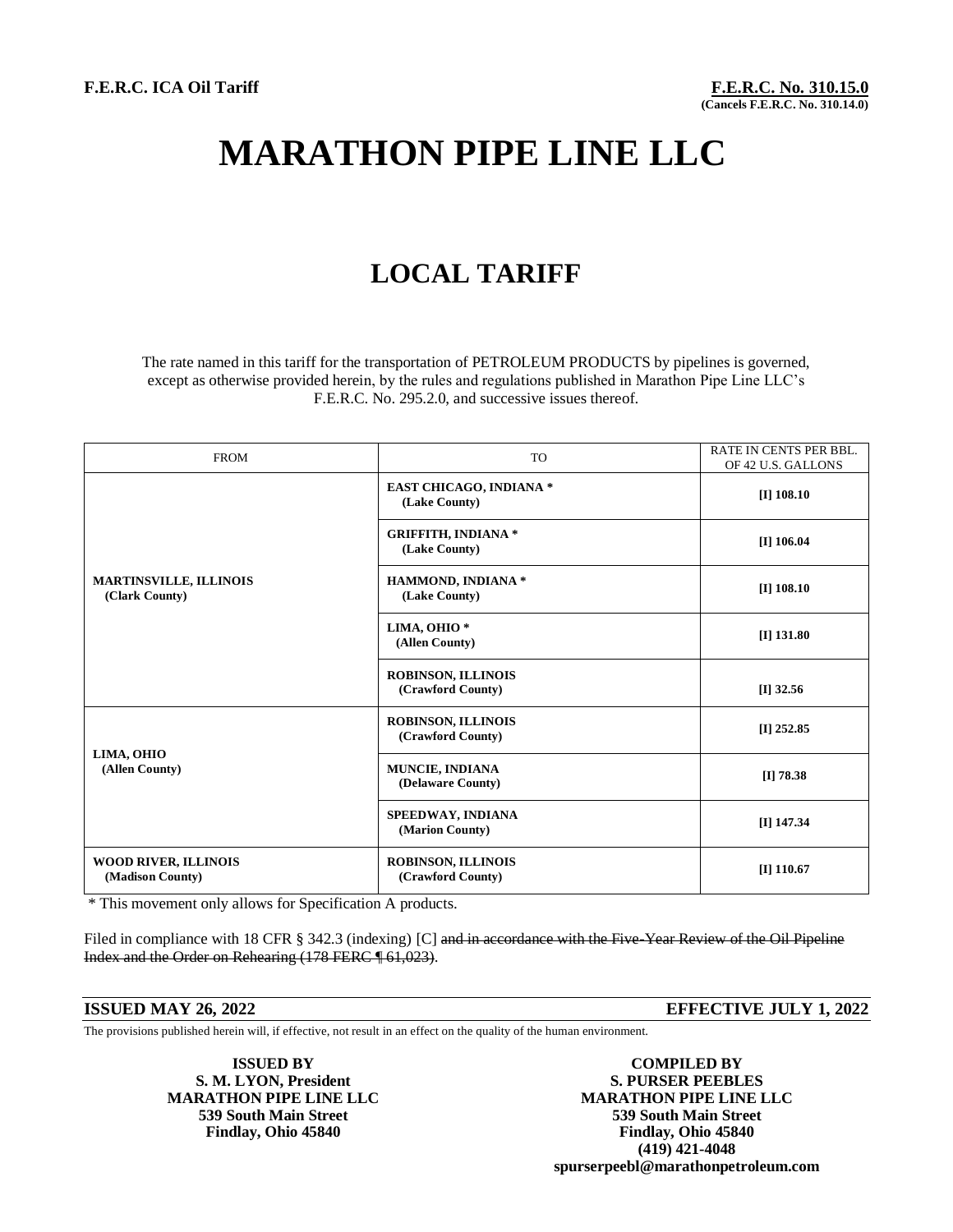**F.E.R.C. ICA Oil Tariff**

**F.E.R.C. No. 310.15.0**
**(Cancels F.E.R.C. No. 310.14.0)**

# MARATHON PIPE LINE LLC

## LOCAL TARIFF

The rate named in this tariff for the transportation of PETROLEUM PRODUCTS by pipelines is governed, except as otherwise provided herein, by the rules and regulations published in Marathon Pipe Line LLC's F.E.R.C. No. 295.2.0, and successive issues thereof.

| FROM | TO | RATE IN CENTS PER BBL. OF 42 U.S. GALLONS |
|---|---|---|
| **MARTINSVILLE, ILLINOIS (Clark County)** | **EAST CHICAGO, INDIANA * (Lake County)** | **[I] 108.10** |
| | **GRIFFITH, INDIANA * (Lake County)** | **[I] 106.04** |
| | **HAMMOND, INDIANA * (Lake County)** | **[I] 108.10** |
| | **LIMA, OHIO * (Allen County)** | **[I] 131.80** |
| | **ROBINSON, ILLINOIS (Crawford County)** | **[I] 32.56** |
| **LIMA, OHIO (Allen County)** | **ROBINSON, ILLINOIS (Crawford County)** | **[I] 252.85** |
| | **MUNCIE, INDIANA (Delaware County)** | **[I] 78.38** |
| | **SPEEDWAY, INDIANA (Marion County)** | **[I] 147.34** |
| **WOOD RIVER, ILLINOIS (Madison County)** | **ROBINSON, ILLINOIS (Crawford County)** | **[I] 110.67** |

* This movement only allows for Specification A products.

Filed in compliance with 18 CFR § 342.3 (indexing) [C] ~~and in accordance with the Five-Year Review of the Oil Pipeline Index and the Order on Rehearing (178 FERC ¶ 61,023)~~.

**ISSUED MAY 26, 2022** **EFFECTIVE JULY 1, 2022**

The provisions published herein will, if effective, not result in an effect on the quality of the human environment.

**ISSUED BY**
**S. M. LYON, President**
**MARATHON PIPE LINE LLC**
**539 South Main Street**
**Findlay, Ohio 45840**

**COMPILED BY**
**S. PURSER PEEBLES**
**MARATHON PIPE LINE LLC**
**539 South Main Street**
**Findlay, Ohio 45840**
**(419) 421-4048**
**spurserpeebl@marathonpetroleum.com**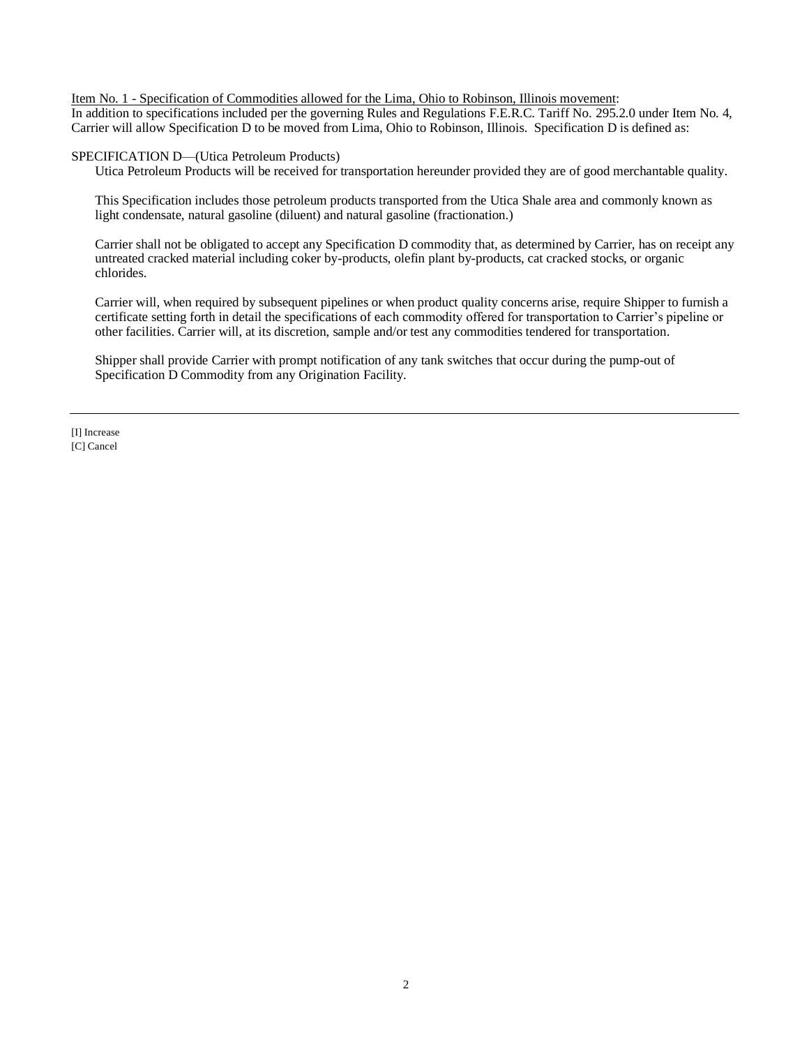Item No. 1 - Specification of Commodities allowed for the Lima, Ohio to Robinson, Illinois movement:
In addition to specifications included per the governing Rules and Regulations F.E.R.C. Tariff No. 295.2.0 under Item No. 4, Carrier will allow Specification D to be moved from Lima, Ohio to Robinson, Illinois. Specification D is defined as:

SPECIFICATION D—(Utica Petroleum Products)

Utica Petroleum Products will be received for transportation hereunder provided they are of good merchantable quality.

This Specification includes those petroleum products transported from the Utica Shale area and commonly known as light condensate, natural gasoline (diluent) and natural gasoline (fractionation.)

Carrier shall not be obligated to accept any Specification D commodity that, as determined by Carrier, has on receipt any untreated cracked material including coker by-products, olefin plant by-products, cat cracked stocks, or organic chlorides.

Carrier will, when required by subsequent pipelines or when product quality concerns arise, require Shipper to furnish a certificate setting forth in detail the specifications of each commodity offered for transportation to Carrier's pipeline or other facilities. Carrier will, at its discretion, sample and/or test any commodities tendered for transportation.

Shipper shall provide Carrier with prompt notification of any tank switches that occur during the pump-out of Specification D Commodity from any Origination Facility.

---

[I] Increase
[C] Cancel